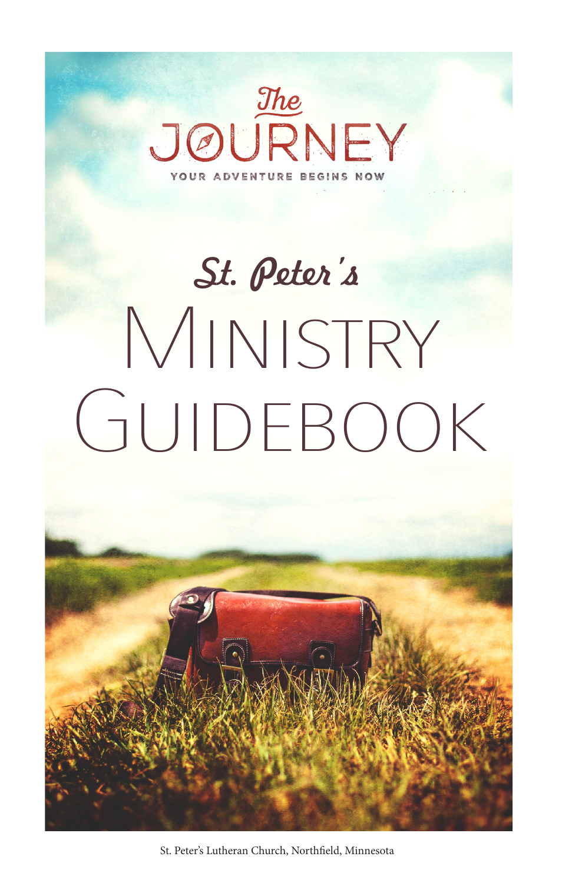# The JOURNEY

YOUR ADVENTURE BEGINS NOW

## St. Peter's

# MINISTRY GUIDEBOOK

St. Peter's Lutheran Church, Northfield, Minnesota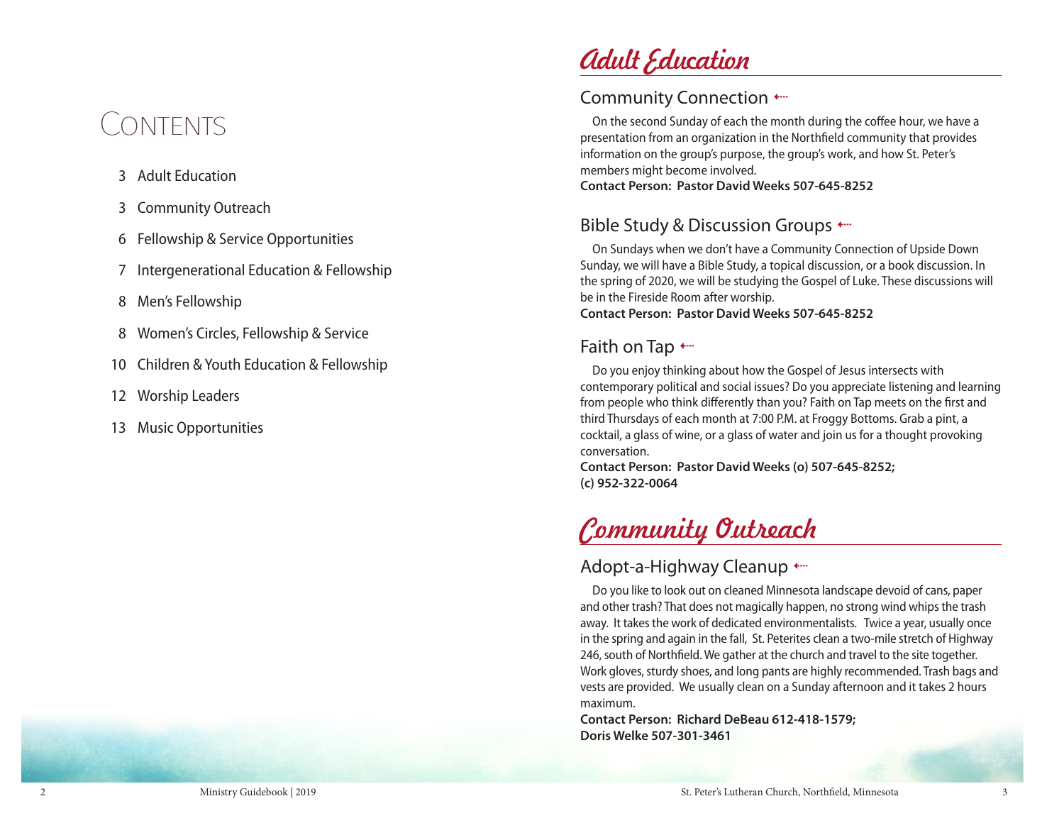# Contents

- 3 Adult Education
- 3 Community Outreach
- 6 Fellowship & Service Opportunities
- 7 Intergenerational Education & Fellowship
- 8 Men's Fellowship
- 8 Women's Circles, Fellowship & Service
- 10 Children & Youth Education & Fellowship
- 12 Worship Leaders
- 13 Music Opportunities

# Adult Education

## Community Connection

On the second Sunday of each the month during the coffee hour, we have a presentation from an organization in the Northfield community that provides information on the group's purpose, the group's work, and how St. Peter's members might become involved.

**Contact Person: Pastor David Weeks 507-645-8252**

## Bible Study & Discussion Groups

On Sundays when we don't have a Community Connection of Upside Down Sunday, we will have a Bible Study, a topical discussion, or a book discussion. In the spring of 2020, we will be studying the Gospel of Luke. These discussions will be in the Fireside Room after worship.

**Contact Person: Pastor David Weeks 507-645-8252**

## Faith on Tap

Do you enjoy thinking about how the Gospel of Jesus intersects with contemporary political and social issues? Do you appreciate listening and learning from people who think differently than you? Faith on Tap meets on the first and third Thursdays of each month at 7:00 P.M. at Froggy Bottoms. Grab a pint, a cocktail, a glass of wine, or a glass of water and join us for a thought provoking conversation.

**Contact Person: Pastor David Weeks (o) 507-645-8252; (c) 952-322-0064**

# Community Outreach

## Adopt-a-Highway Cleanup

Do you like to look out on cleaned Minnesota landscape devoid of cans, paper and other trash? That does not magically happen, no strong wind whips the trash away. It takes the work of dedicated environmentalists. Twice a year, usually once in the spring and again in the fall, St. Peterites clean a two-mile stretch of Highway 246, south of Northfield. We gather at the church and travel to the site together. Work gloves, sturdy shoes, and long pants are highly recommended. Trash bags and vests are provided. We usually clean on a Sunday afternoon and it takes 2 hours maximum.

**Contact Person: Richard DeBeau 612-418-1579; Doris Welke 507-301-3461**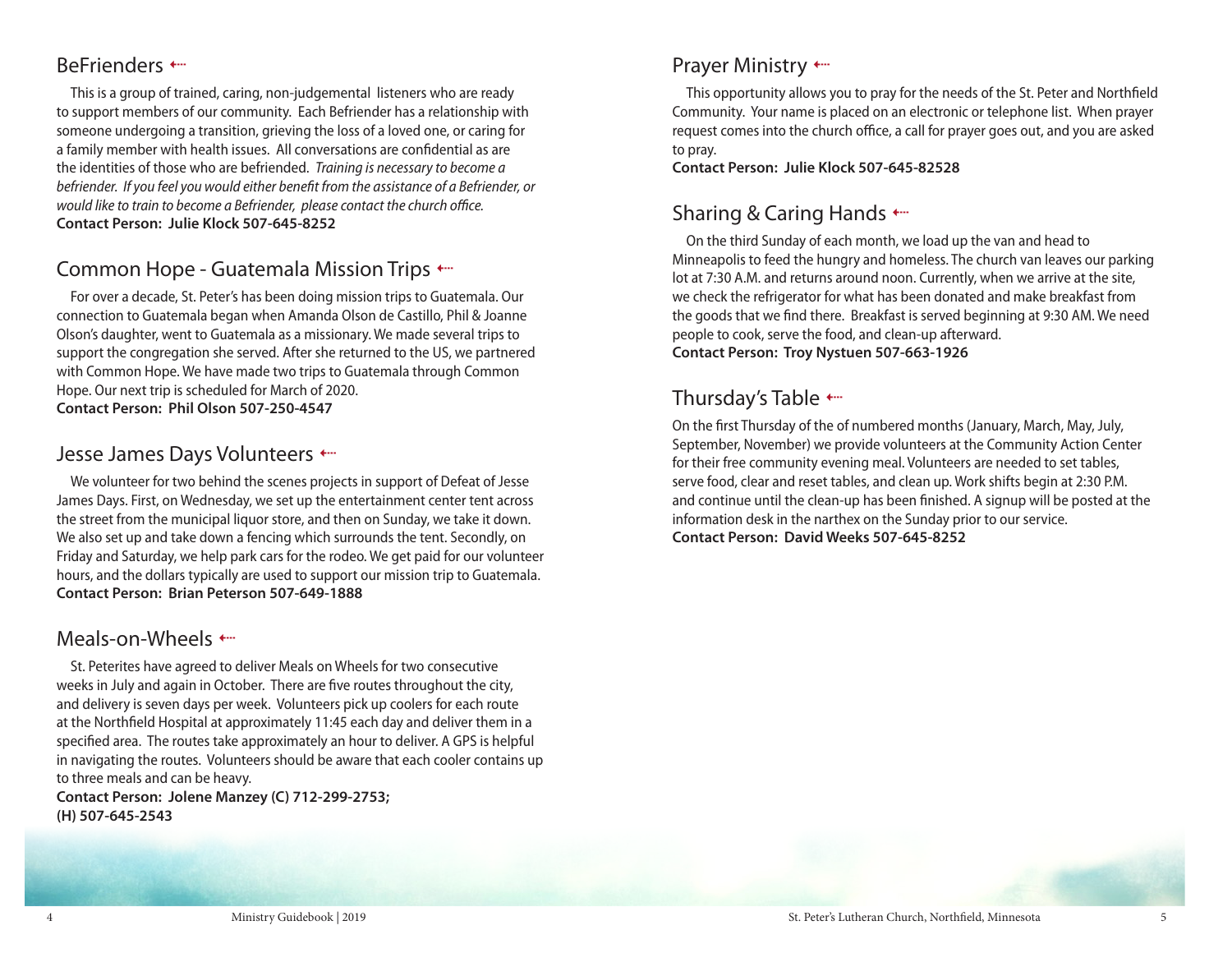## BeFrienders

This is a group of trained, caring, non-judgemental listeners who are ready to support members of our community. Each Befriender has a relationship with someone undergoing a transition, grieving the loss of a loved one, or caring for a family member with health issues. All conversations are confidential as are the identities of those who are befriended. *Training is necessary to become a befriender. If you feel you would either benefit from the assistance of a Befriender, or would like to train to become a Befriender, please contact the church office.*
**Contact Person: Julie Klock 507-645-8252**

## Common Hope - Guatemala Mission Trips

For over a decade, St. Peter's has been doing mission trips to Guatemala. Our connection to Guatemala began when Amanda Olson de Castillo, Phil & Joanne Olson's daughter, went to Guatemala as a missionary. We made several trips to support the congregation she served. After she returned to the US, we partnered with Common Hope. We have made two trips to Guatemala through Common Hope. Our next trip is scheduled for March of 2020.
**Contact Person: Phil Olson 507-250-4547**

## Jesse James Days Volunteers

We volunteer for two behind the scenes projects in support of Defeat of Jesse James Days. First, on Wednesday, we set up the entertainment center tent across the street from the municipal liquor store, and then on Sunday, we take it down. We also set up and take down a fencing which surrounds the tent. Secondly, on Friday and Saturday, we help park cars for the rodeo. We get paid for our volunteer hours, and the dollars typically are used to support our mission trip to Guatemala.
**Contact Person: Brian Peterson 507-649-1888**

## Meals-on-Wheels

St. Peterites have agreed to deliver Meals on Wheels for two consecutive weeks in July and again in October. There are five routes throughout the city, and delivery is seven days per week. Volunteers pick up coolers for each route at the Northfield Hospital at approximately 11:45 each day and deliver them in a specified area. The routes take approximately an hour to deliver. A GPS is helpful in navigating the routes. Volunteers should be aware that each cooler contains up to three meals and can be heavy.
**Contact Person: Jolene Manzey (C) 712-299-2753; (H) 507-645-2543**

## Prayer Ministry

This opportunity allows you to pray for the needs of the St. Peter and Northfield Community. Your name is placed on an electronic or telephone list. When prayer request comes into the church office, a call for prayer goes out, and you are asked to pray.
**Contact Person: Julie Klock 507-645-82528**

## Sharing & Caring Hands

On the third Sunday of each month, we load up the van and head to Minneapolis to feed the hungry and homeless. The church van leaves our parking lot at 7:30 A.M. and returns around noon. Currently, when we arrive at the site, we check the refrigerator for what has been donated and make breakfast from the goods that we find there. Breakfast is served beginning at 9:30 AM. We need people to cook, serve the food, and clean-up afterward.
**Contact Person: Troy Nystuen 507-663-1926**

## Thursday's Table

On the first Thursday of the of numbered months (January, March, May, July, September, November) we provide volunteers at the Community Action Center for their free community evening meal. Volunteers are needed to set tables, serve food, clear and reset tables, and clean up. Work shifts begin at 2:30 P.M. and continue until the clean-up has been finished. A signup will be posted at the information desk in the narthex on the Sunday prior to our service.
**Contact Person: David Weeks 507-645-8252**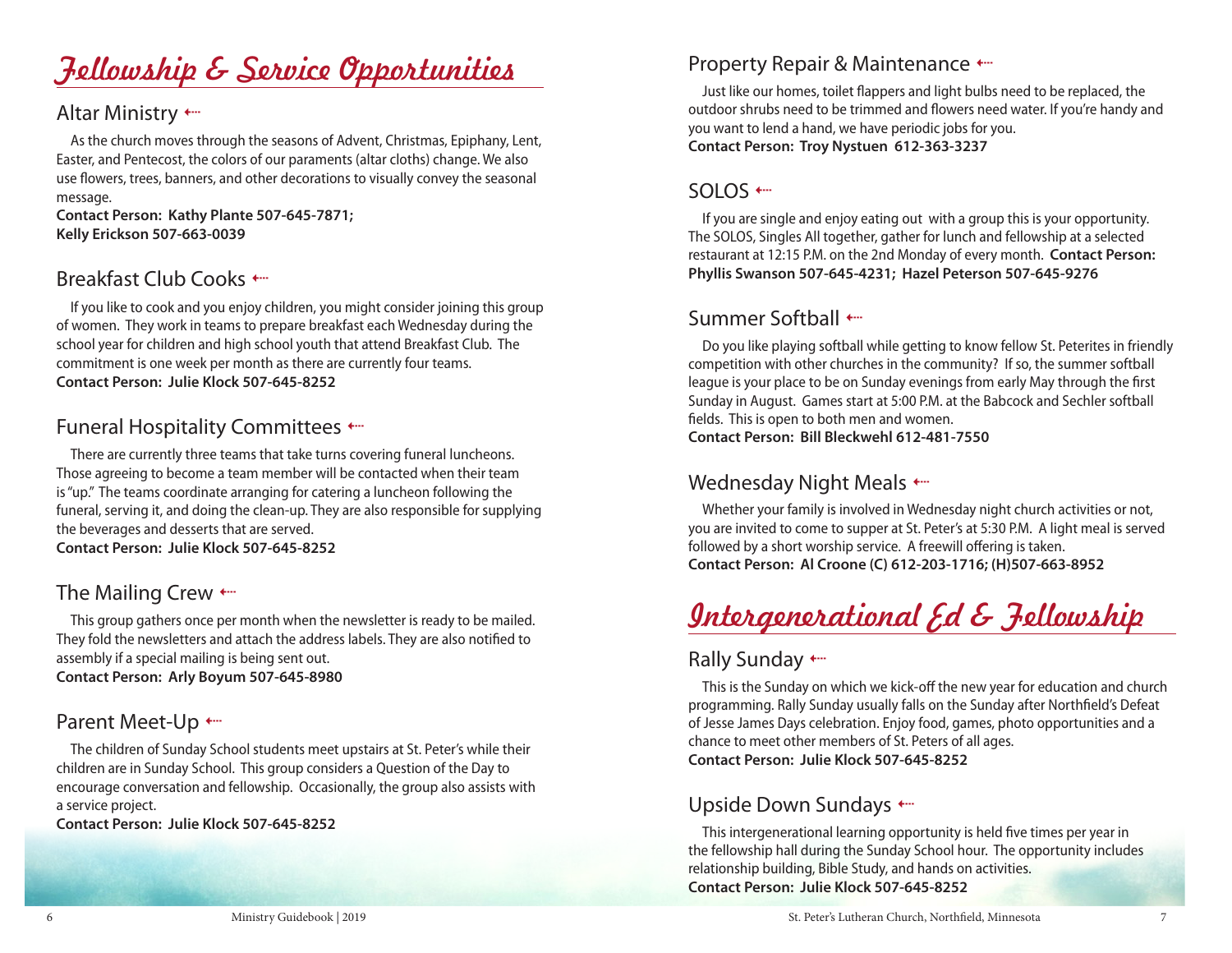# Fellowship & Service Opportunities

## Altar Ministry

As the church moves through the seasons of Advent, Christmas, Epiphany, Lent, Easter, and Pentecost, the colors of our paraments (altar cloths) change. We also use flowers, trees, banners, and other decorations to visually convey the seasonal message.
**Contact Person: Kathy Plante 507-645-7871; Kelly Erickson 507-663-0039**

## Breakfast Club Cooks

If you like to cook and you enjoy children, you might consider joining this group of women. They work in teams to prepare breakfast each Wednesday during the school year for children and high school youth that attend Breakfast Club. The commitment is one week per month as there are currently four teams.
**Contact Person: Julie Klock 507-645-8252**

## Funeral Hospitality Committees

There are currently three teams that take turns covering funeral luncheons. Those agreeing to become a team member will be contacted when their team is "up." The teams coordinate arranging for catering a luncheon following the funeral, serving it, and doing the clean-up. They are also responsible for supplying the beverages and desserts that are served.
**Contact Person: Julie Klock 507-645-8252**

## The Mailing Crew

This group gathers once per month when the newsletter is ready to be mailed. They fold the newsletters and attach the address labels. They are also notified to assembly if a special mailing is being sent out.
**Contact Person: Arly Boyum 507-645-8980**

## Parent Meet-Up

The children of Sunday School students meet upstairs at St. Peter's while their children are in Sunday School. This group considers a Question of the Day to encourage conversation and fellowship. Occasionally, the group also assists with a service project.
**Contact Person: Julie Klock 507-645-8252**

## Property Repair & Maintenance

Just like our homes, toilet flappers and light bulbs need to be replaced, the outdoor shrubs need to be trimmed and flowers need water. If you're handy and you want to lend a hand, we have periodic jobs for you.
**Contact Person: Troy Nystuen 612-363-3237**

## SOLOS

If you are single and enjoy eating out with a group this is your opportunity. The SOLOS, Singles All together, gather for lunch and fellowship at a selected restaurant at 12:15 P.M. on the 2nd Monday of every month. **Contact Person: Phyllis Swanson 507-645-4231; Hazel Peterson 507-645-9276**

## Summer Softball

Do you like playing softball while getting to know fellow St. Peterites in friendly competition with other churches in the community? If so, the summer softball league is your place to be on Sunday evenings from early May through the first Sunday in August. Games start at 5:00 P.M. at the Babcock and Sechler softball fields. This is open to both men and women.
**Contact Person: Bill Bleckwehl 612-481-7550**

## Wednesday Night Meals

Whether your family is involved in Wednesday night church activities or not, you are invited to come to supper at St. Peter's at 5:30 P.M. A light meal is served followed by a short worship service. A freewill offering is taken.
**Contact Person: Al Croone (C) 612-203-1716; (H)507-663-8952**

# Intergenerational Ed & Fellowship

## Rally Sunday

This is the Sunday on which we kick-off the new year for education and church programming. Rally Sunday usually falls on the Sunday after Northfield's Defeat of Jesse James Days celebration. Enjoy food, games, photo opportunities and a chance to meet other members of St. Peters of all ages.
**Contact Person: Julie Klock 507-645-8252**

## Upside Down Sundays

This intergenerational learning opportunity is held five times per year in the fellowship hall during the Sunday School hour. The opportunity includes relationship building, Bible Study, and hands on activities.
**Contact Person: Julie Klock 507-645-8252**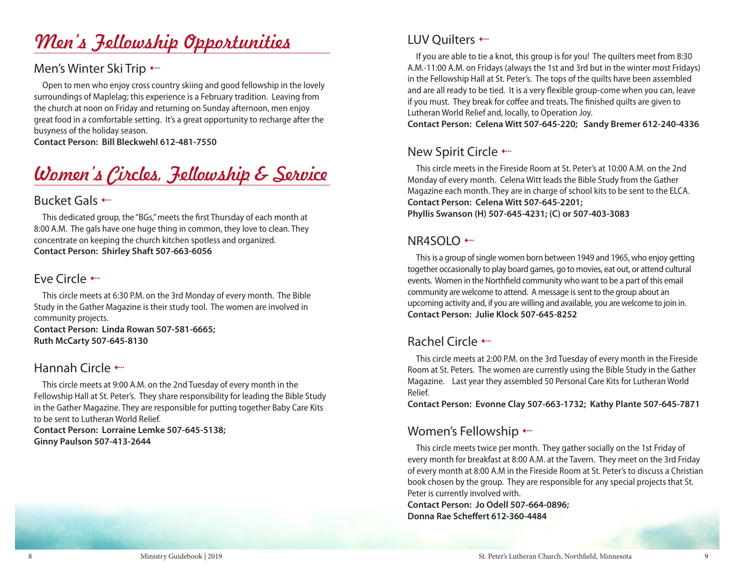# Men's Fellowship Opportunities

## Men's Winter Ski Trip

Open to men who enjoy cross country skiing and good fellowship in the lovely surroundings of Maplelag; this experience is a February tradition. Leaving from the church at noon on Friday and returning on Sunday afternoon, men enjoy great food in a comfortable setting. It's a great opportunity to recharge after the busyness of the holiday season.

**Contact Person: Bill Bleckwehl 612-481-7550**

# Women's Circles, Fellowship & Service

## Bucket Gals

This dedicated group, the "BGs," meets the first Thursday of each month at 8:00 A.M. The gals have one huge thing in common, they love to clean. They concentrate on keeping the church kitchen spotless and organized.

**Contact Person: Shirley Shaft 507-663-6056**

## Eve Circle

This circle meets at 6:30 P.M. on the 3rd Monday of every month. The Bible Study in the Gather Magazine is their study tool. The women are involved in community projects.

**Contact Person: Linda Rowan 507-581-6665;**
**Ruth McCarty 507-645-8130**

## Hannah Circle

This circle meets at 9:00 A.M. on the 2nd Tuesday of every month in the Fellowship Hall at St. Peter's. They share responsibility for leading the Bible Study in the Gather Magazine. They are responsible for putting together Baby Care Kits to be sent to Lutheran World Relief.

**Contact Person: Lorraine Lemke 507-645-5138;**
**Ginny Paulson 507-413-2644**

## LUV Quilters

If you are able to tie a knot, this group is for you! The quilters meet from 8:30 A.M.-11:00 A.M. on Fridays (always the 1st and 3rd but in the winter most Fridays) in the Fellowship Hall at St. Peter's. The tops of the quilts have been assembled and are all ready to be tied. It is a very flexible group-come when you can, leave if you must. They break for coffee and treats. The finished quilts are given to Lutheran World Relief and, locally, to Operation Joy.

**Contact Person: Celena Witt 507-645-220; Sandy Bremer 612-240-4336**

## New Spirit Circle

This circle meets in the Fireside Room at St. Peter's at 10:00 A.M. on the 2nd Monday of every month. Celena Witt leads the Bible Study from the Gather Magazine each month. They are in charge of school kits to be sent to the ELCA.

**Contact Person: Celena Witt 507-645-2201;**
**Phyllis Swanson (H) 507-645-4231; (C) or 507-403-3083**

## NR4SOLO

This is a group of single women born between 1949 and 1965, who enjoy getting together occasionally to play board games, go to movies, eat out, or attend cultural events. Women in the Northfield community who want to be a part of this email community are welcome to attend. A message is sent to the group about an upcoming activity and, if you are willing and available, you are welcome to join in.

**Contact Person: Julie Klock 507-645-8252**

## Rachel Circle

This circle meets at 2:00 P.M. on the 3rd Tuesday of every month in the Fireside Room at St. Peters. The women are currently using the Bible Study in the Gather Magazine. Last year they assembled 50 Personal Care Kits for Lutheran World Relief.

**Contact Person: Evonne Clay 507-663-1732; Kathy Plante 507-645-7871**

## Women's Fellowship

This circle meets twice per month. They gather socially on the 1st Friday of every month for breakfast at 8:00 A.M. at the Tavern. They meet on the 3rd Friday of every month at 8:00 A.M in the Fireside Room at St. Peter's to discuss a Christian book chosen by the group. They are responsible for any special projects that St. Peter is currently involved with.

**Contact Person: Jo Odell 507-664-0896;**
**Donna Rae Scheffert 612-360-4484**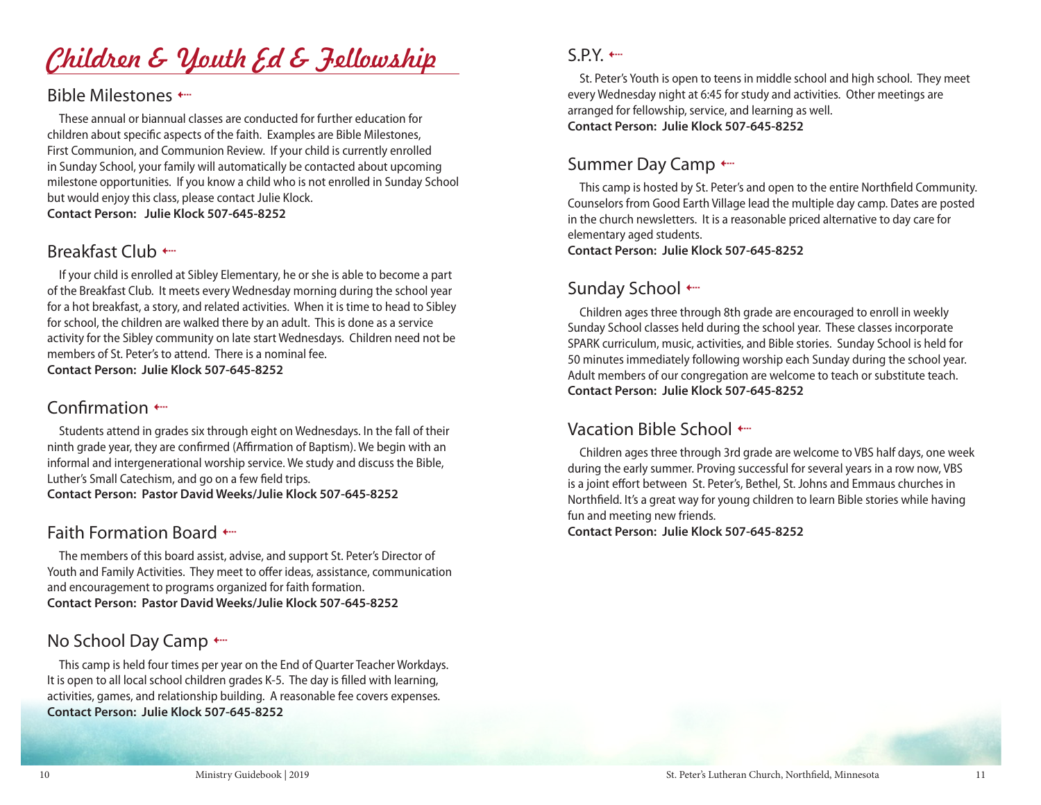# Children & Youth Ed & Fellowship

## Bible Milestones

These annual or biannual classes are conducted for further education for children about specific aspects of the faith. Examples are Bible Milestones, First Communion, and Communion Review. If your child is currently enrolled in Sunday School, your family will automatically be contacted about upcoming milestone opportunities. If you know a child who is not enrolled in Sunday School but would enjoy this class, please contact Julie Klock.
**Contact Person: Julie Klock 507-645-8252**

## Breakfast Club

If your child is enrolled at Sibley Elementary, he or she is able to become a part of the Breakfast Club. It meets every Wednesday morning during the school year for a hot breakfast, a story, and related activities. When it is time to head to Sibley for school, the children are walked there by an adult. This is done as a service activity for the Sibley community on late start Wednesdays. Children need not be members of St. Peter's to attend. There is a nominal fee.
**Contact Person: Julie Klock 507-645-8252**

## Confirmation

Students attend in grades six through eight on Wednesdays. In the fall of their ninth grade year, they are confirmed (Affirmation of Baptism). We begin with an informal and intergenerational worship service. We study and discuss the Bible, Luther's Small Catechism, and go on a few field trips.
**Contact Person: Pastor David Weeks/Julie Klock 507-645-8252**

## Faith Formation Board

The members of this board assist, advise, and support St. Peter's Director of Youth and Family Activities. They meet to offer ideas, assistance, communication and encouragement to programs organized for faith formation.
**Contact Person: Pastor David Weeks/Julie Klock 507-645-8252**

## No School Day Camp

This camp is held four times per year on the End of Quarter Teacher Workdays. It is open to all local school children grades K-5. The day is filled with learning, activities, games, and relationship building. A reasonable fee covers expenses.
**Contact Person: Julie Klock 507-645-8252**

## S.P.Y.

St. Peter's Youth is open to teens in middle school and high school. They meet every Wednesday night at 6:45 for study and activities. Other meetings are arranged for fellowship, service, and learning as well.
**Contact Person: Julie Klock 507-645-8252**

## Summer Day Camp

This camp is hosted by St. Peter's and open to the entire Northfield Community. Counselors from Good Earth Village lead the multiple day camp. Dates are posted in the church newsletters. It is a reasonable priced alternative to day care for elementary aged students.
**Contact Person: Julie Klock 507-645-8252**

## Sunday School

Children ages three through 8th grade are encouraged to enroll in weekly Sunday School classes held during the school year. These classes incorporate SPARK curriculum, music, activities, and Bible stories. Sunday School is held for 50 minutes immediately following worship each Sunday during the school year. Adult members of our congregation are welcome to teach or substitute teach.
**Contact Person: Julie Klock 507-645-8252**

## Vacation Bible School

Children ages three through 3rd grade are welcome to VBS half days, one week during the early summer. Proving successful for several years in a row now, VBS is a joint effort between St. Peter's, Bethel, St. Johns and Emmaus churches in Northfield. It's a great way for young children to learn Bible stories while having fun and meeting new friends.
**Contact Person: Julie Klock 507-645-8252**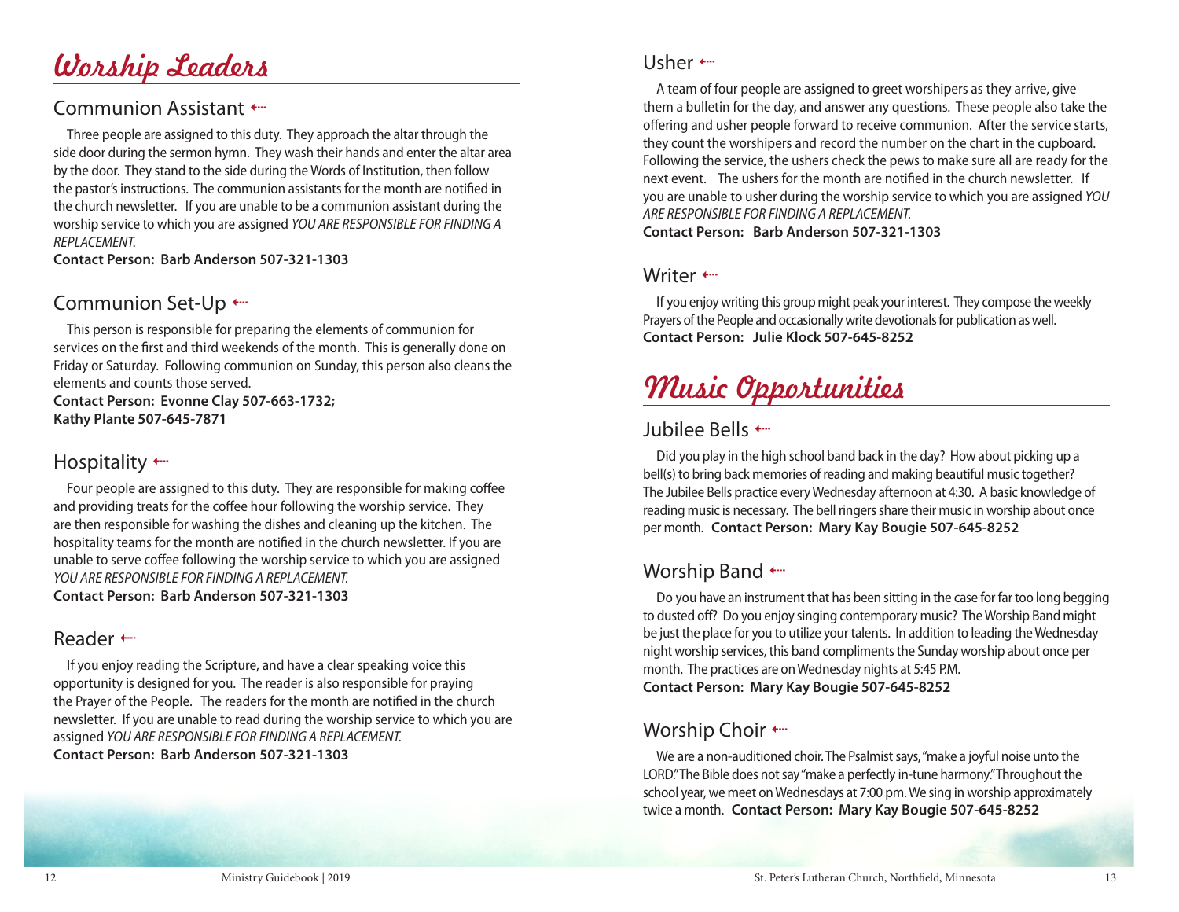# Worship Leaders

## Communion Assistant

Three people are assigned to this duty. They approach the altar through the side door during the sermon hymn. They wash their hands and enter the altar area by the door. They stand to the side during the Words of Institution, then follow the pastor's instructions. The communion assistants for the month are notified in the church newsletter. If you are unable to be a communion assistant during the worship service to which you are assigned *YOU ARE RESPONSIBLE FOR FINDING A REPLACEMENT.*

**Contact Person: Barb Anderson 507-321-1303**

## Communion Set-Up

This person is responsible for preparing the elements of communion for services on the first and third weekends of the month. This is generally done on Friday or Saturday. Following communion on Sunday, this person also cleans the elements and counts those served.

**Contact Person: Evonne Clay 507-663-1732; Kathy Plante 507-645-7871**

## Hospitality

Four people are assigned to this duty. They are responsible for making coffee and providing treats for the coffee hour following the worship service. They are then responsible for washing the dishes and cleaning up the kitchen. The hospitality teams for the month are notified in the church newsletter. If you are unable to serve coffee following the worship service to which you are assigned *YOU ARE RESPONSIBLE FOR FINDING A REPLACEMENT.*

**Contact Person: Barb Anderson 507-321-1303**

## Reader

If you enjoy reading the Scripture, and have a clear speaking voice this opportunity is designed for you. The reader is also responsible for praying the Prayer of the People. The readers for the month are notified in the church newsletter. If you are unable to read during the worship service to which you are assigned *YOU ARE RESPONSIBLE FOR FINDING A REPLACEMENT.*

**Contact Person: Barb Anderson 507-321-1303**

## Usher

A team of four people are assigned to greet worshipers as they arrive, give them a bulletin for the day, and answer any questions. These people also take the offering and usher people forward to receive communion. After the service starts, they count the worshipers and record the number on the chart in the cupboard. Following the service, the ushers check the pews to make sure all are ready for the next event. The ushers for the month are notified in the church newsletter. If you are unable to usher during the worship service to which you are assigned *YOU ARE RESPONSIBLE FOR FINDING A REPLACEMENT.*

**Contact Person: Barb Anderson 507-321-1303**

## Writer

If you enjoy writing this group might peak your interest. They compose the weekly Prayers of the People and occasionally write devotionals for publication as well.

**Contact Person: Julie Klock 507-645-8252**

# Music Opportunities

## Jubilee Bells

Did you play in the high school band back in the day? How about picking up a bell(s) to bring back memories of reading and making beautiful music together? The Jubilee Bells practice every Wednesday afternoon at 4:30. A basic knowledge of reading music is necessary. The bell ringers share their music in worship about once per month. **Contact Person: Mary Kay Bougie 507-645-8252**

## Worship Band

Do you have an instrument that has been sitting in the case for far too long begging to dusted off? Do you enjoy singing contemporary music? The Worship Band might be just the place for you to utilize your talents. In addition to leading the Wednesday night worship services, this band compliments the Sunday worship about once per month. The practices are on Wednesday nights at 5:45 P.M.

**Contact Person: Mary Kay Bougie 507-645-8252**

## Worship Choir

We are a non-auditioned choir. The Psalmist says, "make a joyful noise unto the LORD." The Bible does not say "make a perfectly in-tune harmony." Throughout the school year, we meet on Wednesdays at 7:00 pm. We sing in worship approximately twice a month. **Contact Person: Mary Kay Bougie 507-645-8252**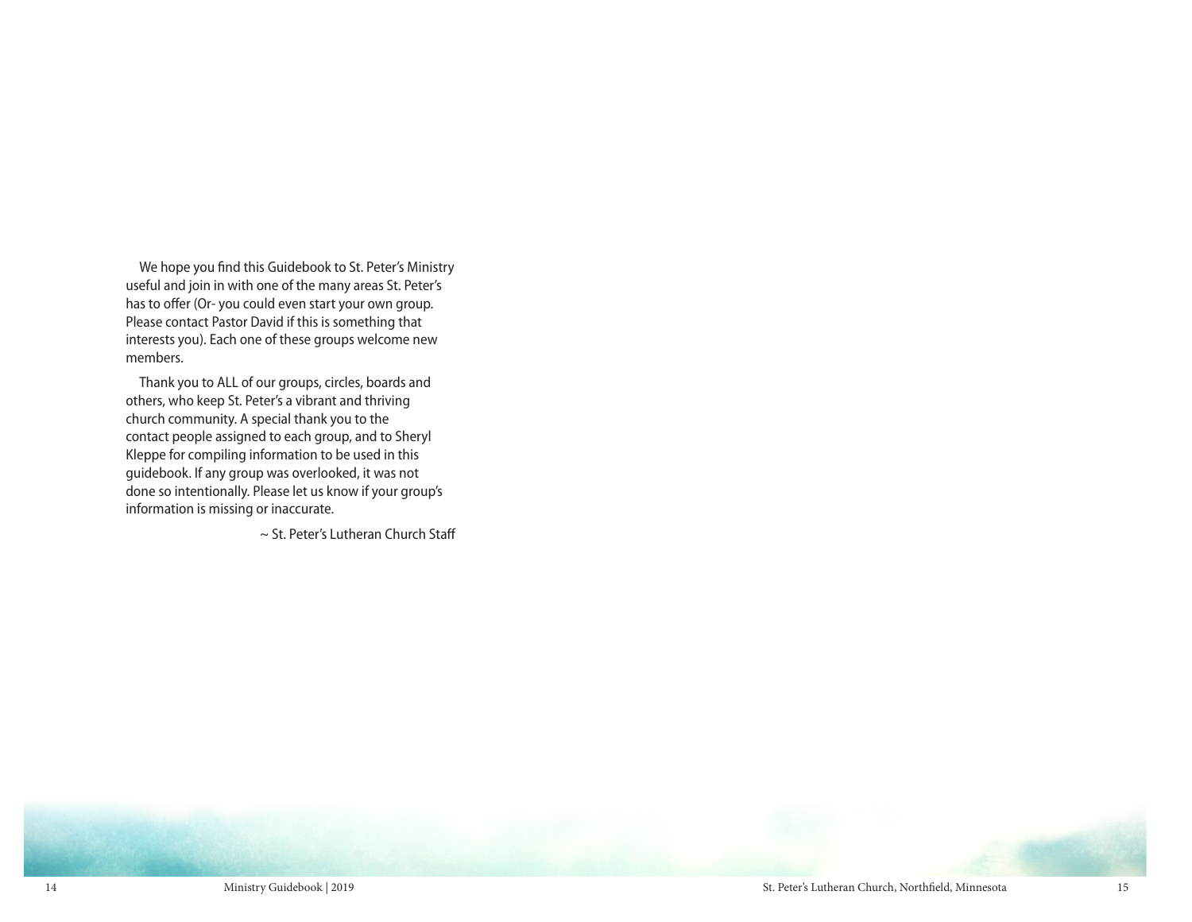We hope you find this Guidebook to St. Peter's Ministry useful and join in with one of the many areas St. Peter's has to offer (Or- you could even start your own group. Please contact Pastor David if this is something that interests you). Each one of these groups welcome new members.

Thank you to ALL of our groups, circles, boards and others, who keep St. Peter's a vibrant and thriving church community. A special thank you to the contact people assigned to each group, and to Sheryl Kleppe for compiling information to be used in this guidebook. If any group was overlooked, it was not done so intentionally. Please let us know if your group's information is missing or inaccurate.

~ St. Peter's Lutheran Church Staff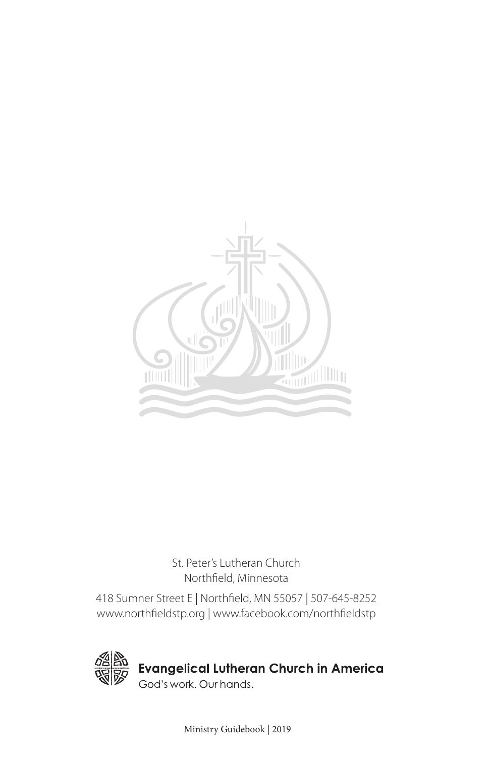St. Peter's Lutheran Church
Northfield, Minnesota

418 Sumner Street E | Northfield, MN 55057 | 507-645-8252
www.northfieldstp.org | www.facebook.com/northfieldstp

**Evangelical Lutheran Church in America**
God's work. Our hands.

Ministry Guidebook | 2019